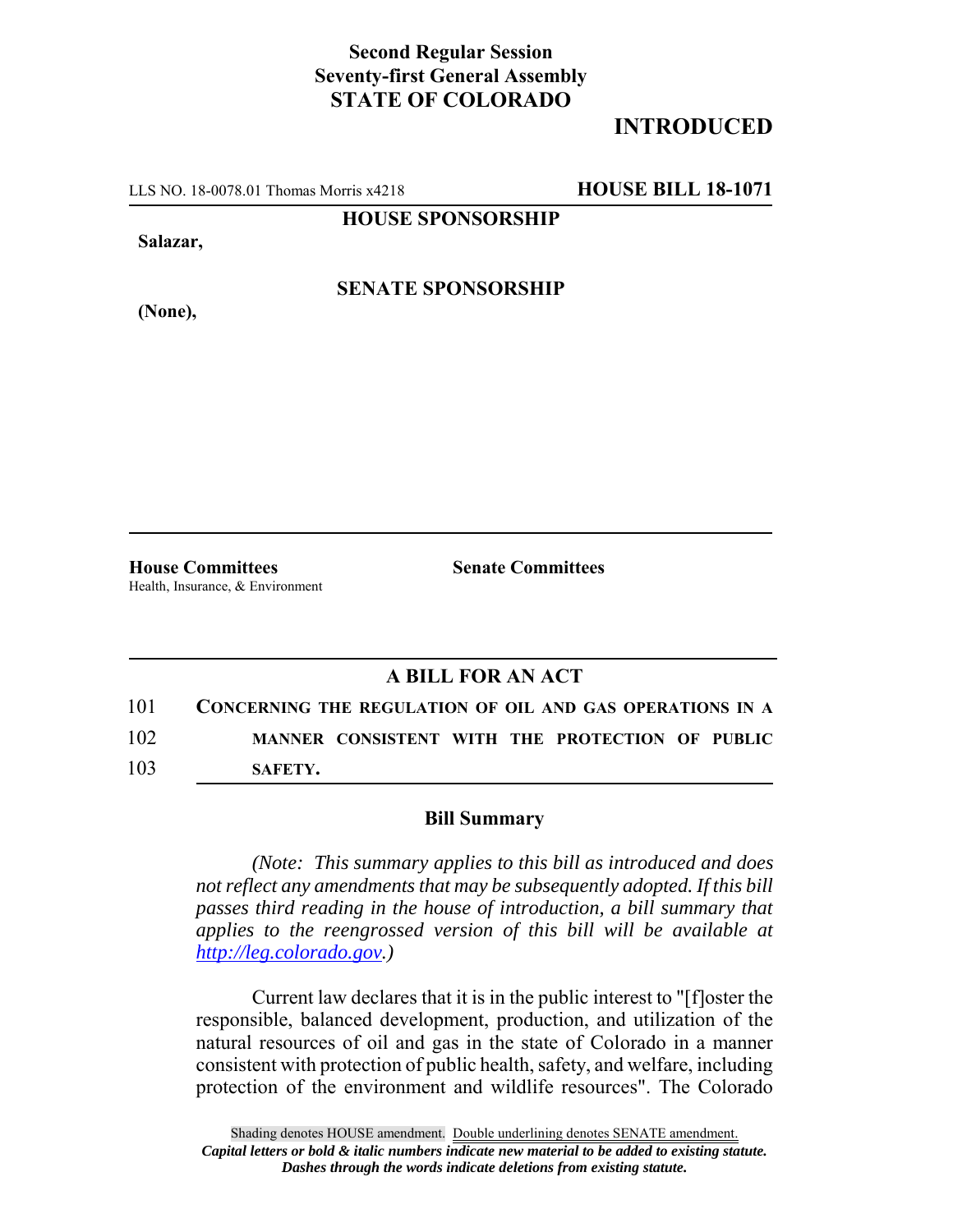**Second Regular Session**
**Seventy-first General Assembly**
**STATE OF COLORADO**

# INTRODUCED

LLS NO. 18-0078.01 Thomas Morris x4218 **HOUSE BILL 18-1071**

**HOUSE SPONSORSHIP**

**Salazar,**

**SENATE SPONSORSHIP**

**(None),**

**House Committees**
Health, Insurance, & Environment

**Senate Committees**

## A BILL FOR AN ACT

101 **CONCERNING THE REGULATION OF OIL AND GAS OPERATIONS IN A**
102 **MANNER CONSISTENT WITH THE PROTECTION OF PUBLIC**
103 **SAFETY.**

### Bill Summary

*(Note: This summary applies to this bill as introduced and does not reflect any amendments that may be subsequently adopted. If this bill passes third reading in the house of introduction, a bill summary that applies to the reengrossed version of this bill will be available at http://leg.colorado.gov.)*

Current law declares that it is in the public interest to "[f]oster the responsible, balanced development, production, and utilization of the natural resources of oil and gas in the state of Colorado in a manner consistent with protection of public health, safety, and welfare, including protection of the environment and wildlife resources". The Colorado

Shading denotes HOUSE amendment. Double underlining denotes SENATE amendment.
*Capital letters or bold & italic numbers indicate new material to be added to existing statute.*
*Dashes through the words indicate deletions from existing statute.*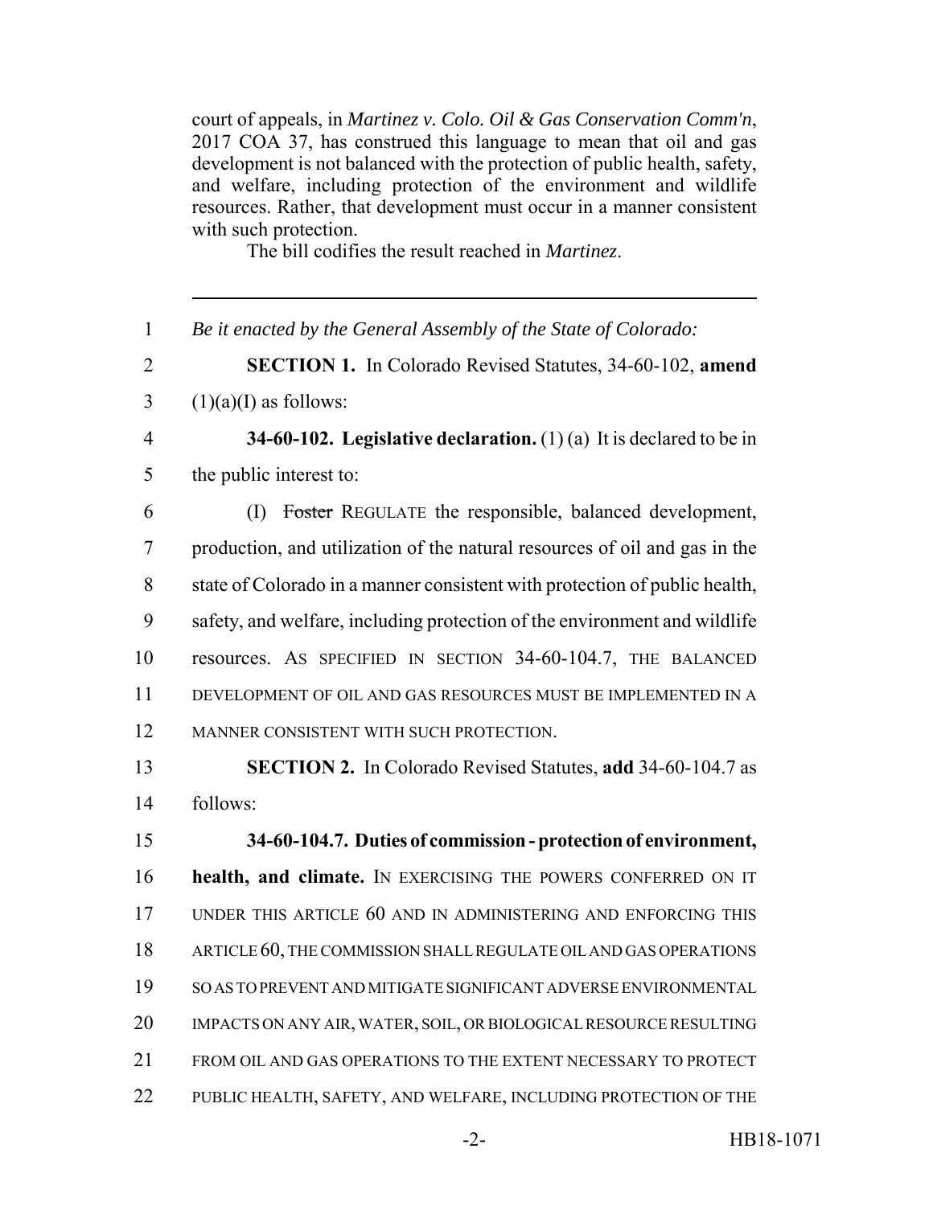court of appeals, in *Martinez v. Colo. Oil & Gas Conservation Comm'n*, 2017 COA 37, has construed this language to mean that oil and gas development is not balanced with the protection of public health, safety, and welfare, including protection of the environment and wildlife resources. Rather, that development must occur in a manner consistent with such protection.

The bill codifies the result reached in *Martinez*.

---

1 *Be it enacted by the General Assembly of the State of Colorado:*

2 **SECTION 1.** In Colorado Revised Statutes, 34-60-102, **amend**
3 (1)(a)(I) as follows:

4 **34-60-102. Legislative declaration.** (1) (a) It is declared to be in
5 the public interest to:

6 (I) ~~Foster~~ REGULATE the responsible, balanced development,
7 production, and utilization of the natural resources of oil and gas in the
8 state of Colorado in a manner consistent with protection of public health,
9 safety, and welfare, including protection of the environment and wildlife
10 resources. AS SPECIFIED IN SECTION 34-60-104.7, THE BALANCED
11 DEVELOPMENT OF OIL AND GAS RESOURCES MUST BE IMPLEMENTED IN A
12 MANNER CONSISTENT WITH SUCH PROTECTION.

13 **SECTION 2.** In Colorado Revised Statutes, **add** 34-60-104.7 as
14 follows:

15 **34-60-104.7. Duties of commission - protection of environment,**
16 **health, and climate.** IN EXERCISING THE POWERS CONFERRED ON IT
17 UNDER THIS ARTICLE 60 AND IN ADMINISTERING AND ENFORCING THIS
18 ARTICLE 60, THE COMMISSION SHALL REGULATE OIL AND GAS OPERATIONS
19 SO AS TO PREVENT AND MITIGATE SIGNIFICANT ADVERSE ENVIRONMENTAL
20 IMPACTS ON ANY AIR, WATER, SOIL, OR BIOLOGICAL RESOURCE RESULTING
21 FROM OIL AND GAS OPERATIONS TO THE EXTENT NECESSARY TO PROTECT
22 PUBLIC HEALTH, SAFETY, AND WELFARE, INCLUDING PROTECTION OF THE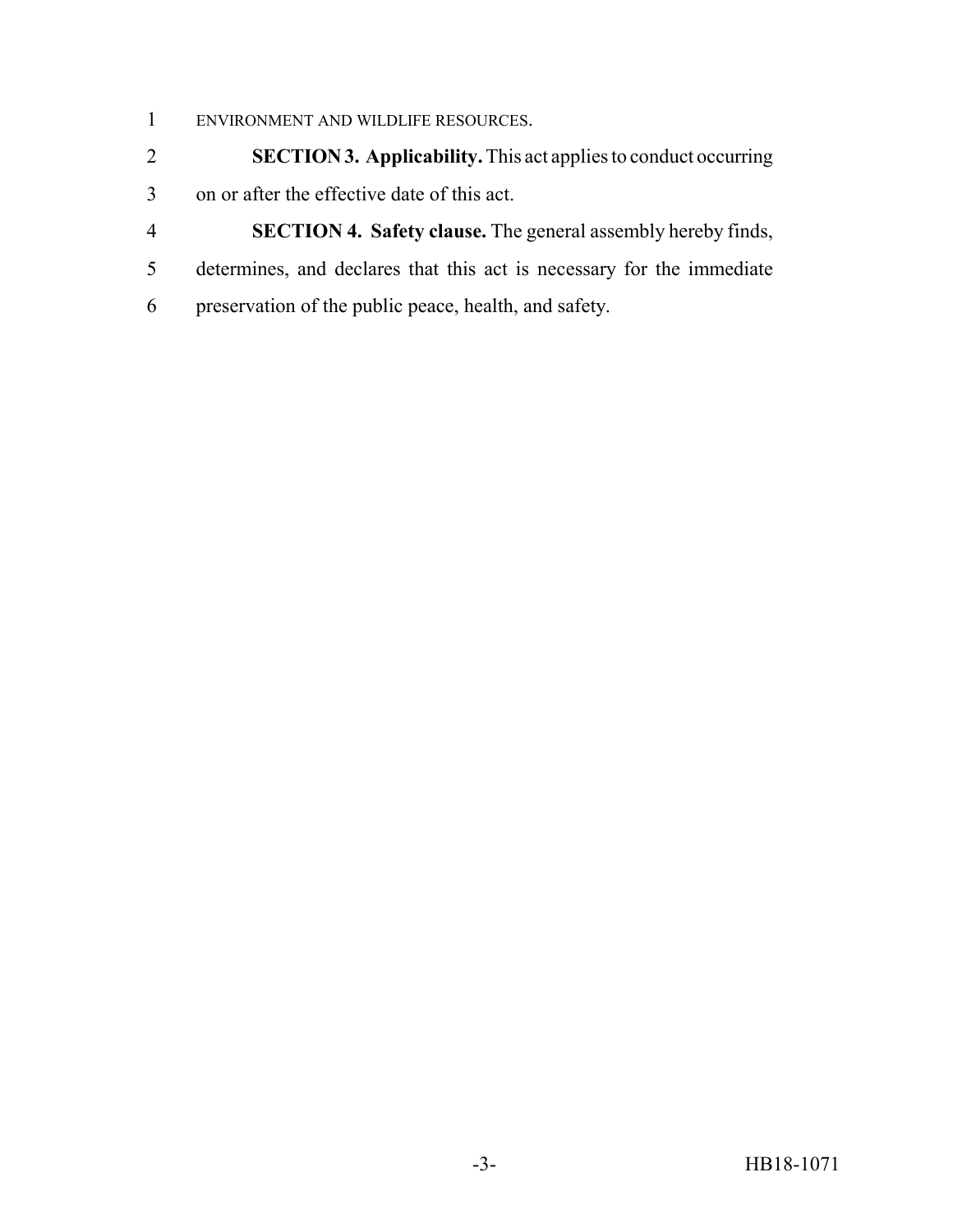ENVIRONMENT AND WILDLIFE RESOURCES.

**SECTION 3. Applicability.** This act applies to conduct occurring on or after the effective date of this act.

**SECTION 4. Safety clause.** The general assembly hereby finds, determines, and declares that this act is necessary for the immediate preservation of the public peace, health, and safety.